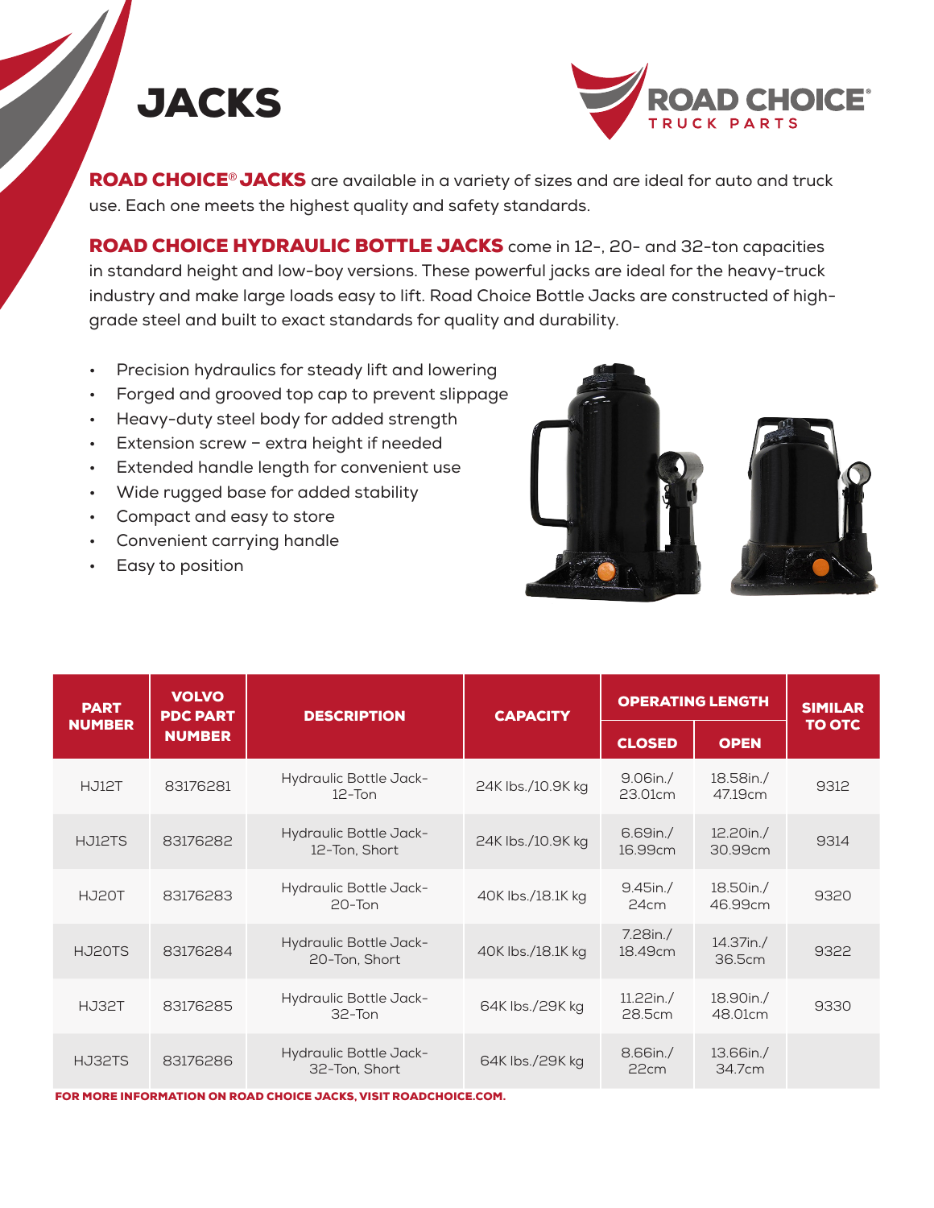# JACKS

ROAD CHOICE TRUCK PARTS

**ROAD CHOICE® JACKS** are available in a variety of sizes and are ideal for auto and truck use. Each one meets the highest quality and safety standards.

**ROAD CHOICE HYDRAULIC BOTTLE JACKS** come in 12-, 20- and 32-ton capacities in standard height and low-boy versions. These powerful jacks are ideal for the heavy-truck industry and make large loads easy to lift. Road Choice Bottle Jacks are constructed of high-grade steel and built to exact standards for quality and durability.

- Precision hydraulics for steady lift and lowering
- Forged and grooved top cap to prevent slippage
- Heavy-duty steel body for added strength
- Extension screw – extra height if needed
- Extended handle length for convenient use
- Wide rugged base for added stability
- Compact and easy to store
- Convenient carrying handle
- Easy to position

| PART NUMBER | VOLVO PDC PART NUMBER | DESCRIPTION | CAPACITY | OPERATING LENGTH | | SIMILAR TO OTC |
|---|---|---|---|---|---|---|
| | | | | CLOSED | OPEN | |
| HJ12T | 83176281 | Hydraulic Bottle Jack-12-Ton | 24K lbs./10.9K kg | 9.06in./23.01cm | 18.58in./47.19cm | 9312 |
| HJ12TS | 83176282 | Hydraulic Bottle Jack-12-Ton, Short | 24K lbs./10.9K kg | 6.69in./16.99cm | 12.20in./30.99cm | 9314 |
| HJ20T | 83176283 | Hydraulic Bottle Jack-20-Ton | 40K lbs./18.1K kg | 9.45in./24cm | 18.50in./46.99cm | 9320 |
| HJ20TS | 83176284 | Hydraulic Bottle Jack-20-Ton, Short | 40K lbs./18.1K kg | 7.28in./18.49cm | 14.37in./36.5cm | 9322 |
| HJ32T | 83176285 | Hydraulic Bottle Jack-32-Ton | 64K lbs./29K kg | 11.22in./28.5cm | 18.90in./48.01cm | 9330 |
| HJ32TS | 83176286 | Hydraulic Bottle Jack-32-Ton, Short | 64K lbs./29K kg | 8.66in./22cm | 13.66in./34.7cm | |

**FOR MORE INFORMATION ON ROAD CHOICE JACKS, VISIT ROADCHOICE.COM.**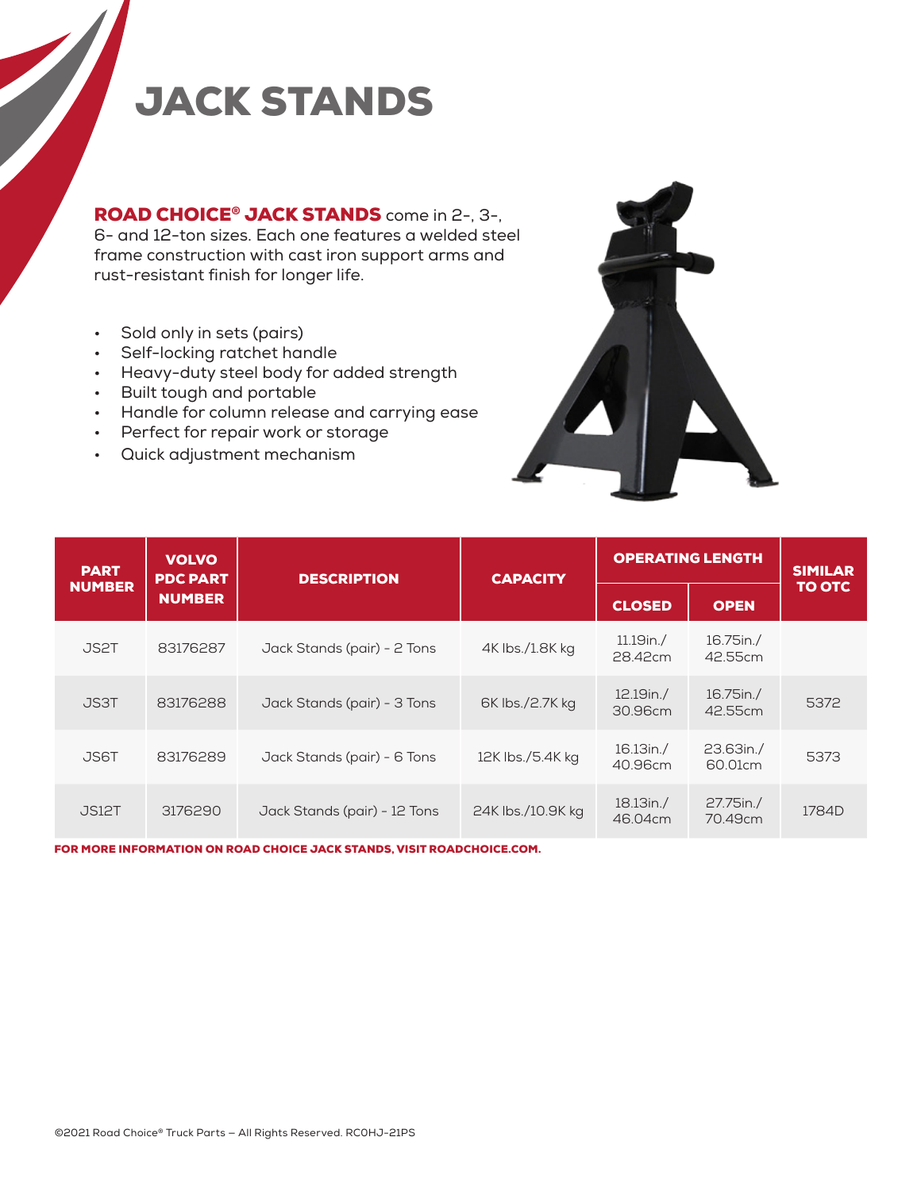# JACK STANDS

**ROAD CHOICE® JACK STANDS** come in 2-, 3-, 6- and 12-ton sizes. Each one features a welded steel frame construction with cast iron support arms and rust-resistant finish for longer life.

- Sold only in sets (pairs)
- Self-locking ratchet handle
- Heavy-duty steel body for added strength
- Built tough and portable
- Handle for column release and carrying ease
- Perfect for repair work or storage
- Quick adjustment mechanism

| PART NUMBER | VOLVO PDC PART NUMBER | DESCRIPTION | CAPACITY | OPERATING LENGTH | | SIMILAR TO OTC |
|---|---|---|---|---|---|---|
| | | | | CLOSED | OPEN | |
| JS2T | 83176287 | Jack Stands (pair) - 2 Tons | 4K lbs./1.8K kg | 11.19in./ 28.42cm | 16.75in./ 42.55cm | |
| JS3T | 83176288 | Jack Stands (pair) - 3 Tons | 6K lbs./2.7K kg | 12.19in./ 30.96cm | 16.75in./ 42.55cm | 5372 |
| JS6T | 83176289 | Jack Stands (pair) - 6 Tons | 12K lbs./5.4K kg | 16.13in./ 40.96cm | 23.63in./ 60.01cm | 5373 |
| JS12T | 3176290 | Jack Stands (pair) - 12 Tons | 24K lbs./10.9K kg | 18.13in./ 46.04cm | 27.75in./ 70.49cm | 1784D |

**FOR MORE INFORMATION ON ROAD CHOICE JACK STANDS, VISIT ROADCHOICE.COM.**

©2021 Road Choice® Truck Parts – All Rights Reserved. RCOHJ-21PS